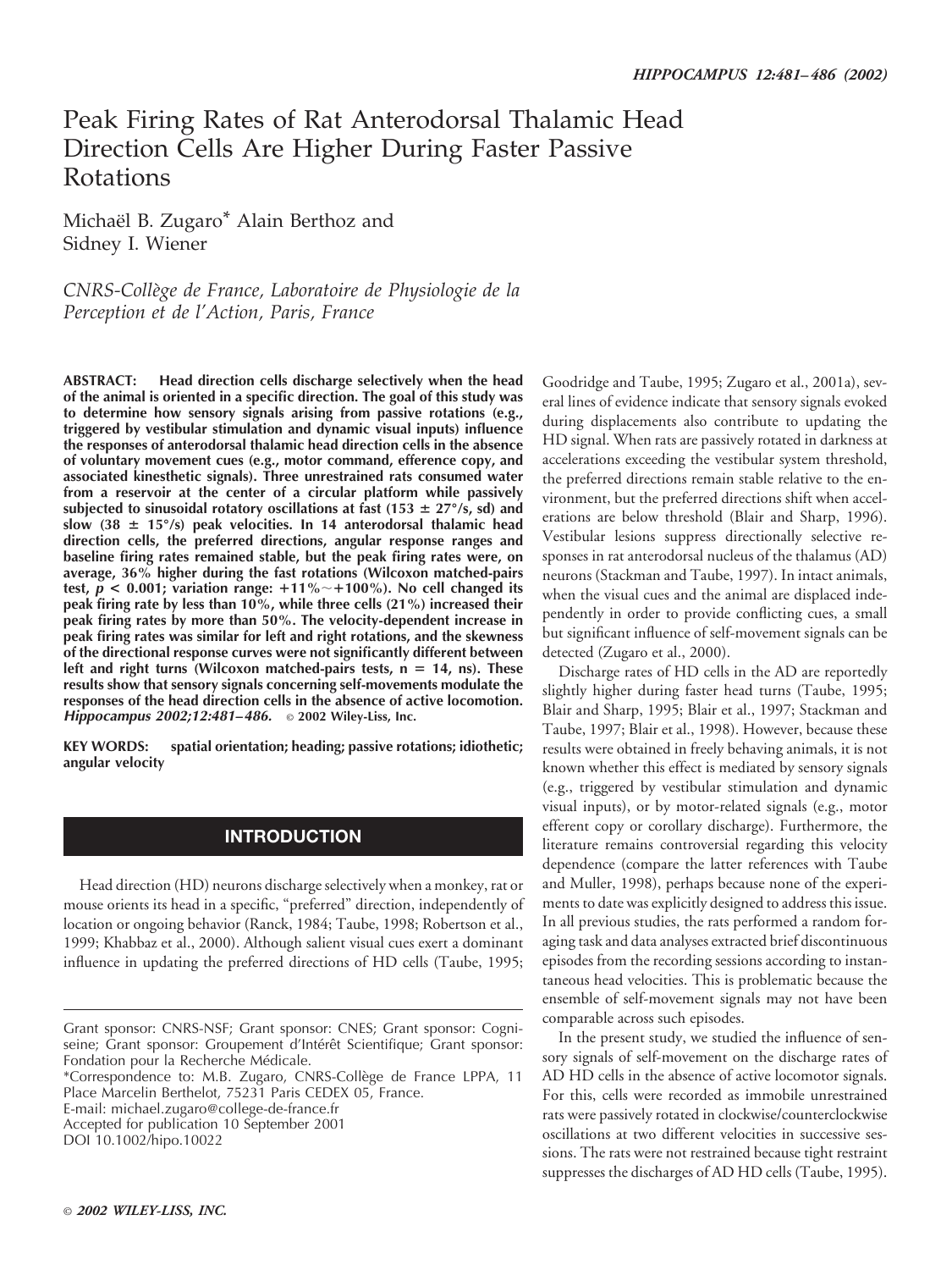# Peak Firing Rates of Rat Anterodorsal Thalamic Head Direction Cells Are Higher During Faster Passive Rotations

Michaël B. Zugaro* Alain Berthoz and Sidney I. Wiener

*CNRS-Collège de France, Laboratoire de Physiologie de la Perception et de l'Action, Paris, France*

**ABSTRACT: Head direction cells discharge selectively when the head of the animal is oriented in a specific direction. The goal of this study was to determine how sensory signals arising from passive rotations (e.g., triggered by vestibular stimulation and dynamic visual inputs) influence the responses of anterodorsal thalamic head direction cells in the absence of voluntary movement cues (e.g., motor command, efference copy, and associated kinesthetic signals). Three unrestrained rats consumed water from a reservoir at the center of a circular platform while passively subjected to sinusoidal rotatory oscillations at fast (153 ± 27°/s, sd) and slow (38 ± 15°/s) peak velocities. In 14 anterodorsal thalamic head direction cells, the preferred directions, angular response ranges and baseline firing rates remained stable, but the peak firing rates were, on average, 36% higher during the fast rotations (Wilcoxon matched-pairs test, $p < 0.001$; variation range: +11%~+100%). No cell changed its peak firing rate by less than 10%, while three cells (21%) increased their peak firing rates by more than 50%. The velocity-dependent increase in peak firing rates was similar for left and right rotations, and the skewness of the directional response curves were not significantly different between left and right turns (Wilcoxon matched-pairs tests, $n = 14$, ns). These results show that sensory signals concerning self-movements modulate the responses of the head direction cells in the absence of active locomotion. *Hippocampus 2002;12:481–486.* © 2002 Wiley-Liss, Inc.**

**KEY WORDS:** spatial orientation; heading; passive rotations; idiothetic; angular velocity

## INTRODUCTION

Head direction (HD) neurons discharge selectively when a monkey, rat or mouse orients its head in a specific, "preferred" direction, independently of location or ongoing behavior (Ranck, 1984; Taube, 1998; Robertson et al., 1999; Khabbaz et al., 2000). Although salient visual cues exert a dominant influence in updating the preferred directions of HD cells (Taube, 1995; Goodridge and Taube, 1995; Zugaro et al., 2001a), several lines of evidence indicate that sensory signals evoked during displacements also contribute to updating the HD signal. When rats are passively rotated in darkness at accelerations exceeding the vestibular system threshold, the preferred directions remain stable relative to the environment, but the preferred directions shift when accelerations are below threshold (Blair and Sharp, 1996). Vestibular lesions suppress directionally selective responses in rat anterodorsal nucleus of the thalamus (AD) neurons (Stackman and Taube, 1997). In intact animals, when the visual cues and the animal are displaced independently in order to provide conflicting cues, a small but significant influence of self-movement signals can be detected (Zugaro et al., 2000).

Discharge rates of HD cells in the AD are reportedly slightly higher during faster head turns (Taube, 1995; Blair and Sharp, 1995; Blair et al., 1997; Stackman and Taube, 1997; Blair et al., 1998). However, because these results were obtained in freely behaving animals, it is not known whether this effect is mediated by sensory signals (e.g., triggered by vestibular stimulation and dynamic visual inputs), or by motor-related signals (e.g., motor efferent copy or corollary discharge). Furthermore, the literature remains controversial regarding this velocity dependence (compare the latter references with Taube and Muller, 1998), perhaps because none of the experiments to date was explicitly designed to address this issue. In all previous studies, the rats performed a random foraging task and data analyses extracted brief discontinuous episodes from the recording sessions according to instantaneous head velocities. This is problematic because the ensemble of self-movement signals may not have been comparable across such episodes.

In the present study, we studied the influence of sensory signals of self-movement on the discharge rates of AD HD cells in the absence of active locomotor signals. For this, cells were recorded as immobile unrestrained rats were passively rotated in clockwise/counterclockwise oscillations at two different velocities in successive sessions. The rats were not restrained because tight restraint suppresses the discharges of AD HD cells (Taube, 1995).

---

Grant sponsor: CNRS-NSF; Grant sponsor: CNES; Grant sponsor: Cogniseine; Grant sponsor: Groupement d'Intérêt Scientifique; Grant sponsor: Fondation pour la Recherche Médicale.

*Correspondence to: M.B. Zugaro, CNRS-Collège de France LPPA, 11 Place Marcelin Berthelot, 75231 Paris CEDEX 05, France.
E-mail: michael.zugaro@college-de-france.fr
Accepted for publication 10 September 2001
DOI 10.1002/hipo.10022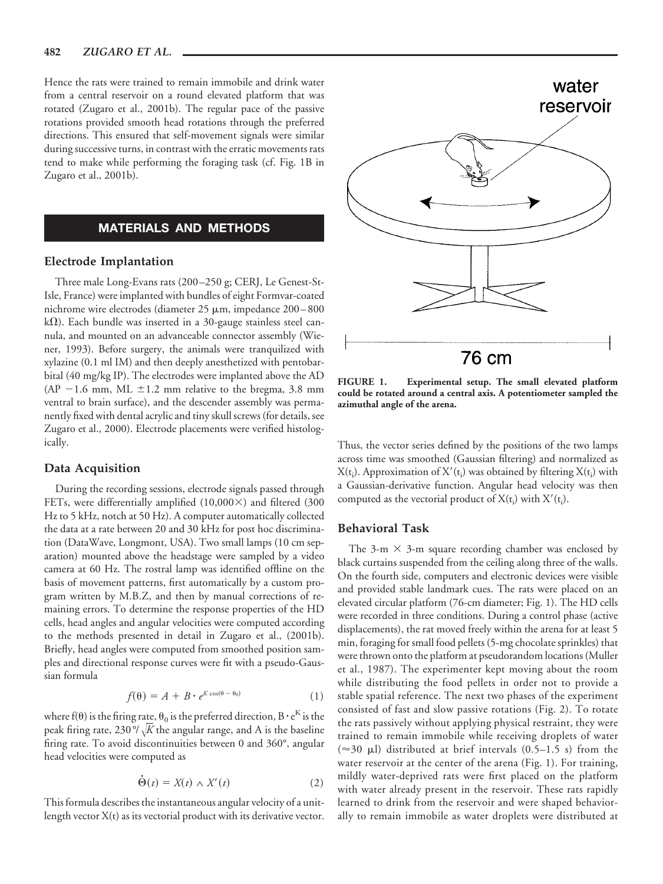Hence the rats were trained to remain immobile and drink water from a central reservoir on a round elevated platform that was rotated (Zugaro et al., 2001b). The regular pace of the passive rotations provided smooth head rotations through the preferred directions. This ensured that self-movement signals were similar during successive turns, in contrast with the erratic movements rats tend to make while performing the foraging task (cf. Fig. 1B in Zugaro et al., 2001b).

## MATERIALS AND METHODS

### Electrode Implantation

Three male Long-Evans rats (200–250 g; CERJ, Le Genest-St-Isle, France) were implanted with bundles of eight Formvar-coated nichrome wire electrodes (diameter 25 μm, impedance 200–800 kΩ). Each bundle was inserted in a 30-gauge stainless steel cannula, and mounted on an advanceable connector assembly (Wiener, 1993). Before surgery, the animals were tranquilized with xylazine (0.1 ml IM) and then deeply anesthetized with pentobarbital (40 mg/kg IP). The electrodes were implanted above the AD (AP −1.6 mm, ML ±1.2 mm relative to the bregma, 3.8 mm ventral to brain surface), and the descender assembly was permanently fixed with dental acrylic and tiny skull screws (for details, see Zugaro et al., 2000). Electrode placements were verified histologically.

### Data Acquisition

During the recording sessions, electrode signals passed through FETs, were differentially amplified (10,000×) and filtered (300 Hz to 5 kHz, notch at 50 Hz). A computer automatically collected the data at a rate between 20 and 30 kHz for post hoc discrimination (DataWave, Longmont, USA). Two small lamps (10 cm separation) mounted above the headstage were sampled by a video camera at 60 Hz. The rostral lamp was identified offline on the basis of movement patterns, first automatically by a custom program written by M.B.Z, and then by manual corrections of remaining errors. To determine the response properties of the HD cells, head angles and angular velocities were computed according to the methods presented in detail in Zugaro et al., (2001b). Briefly, head angles were computed from smoothed position samples and directional response curves were fit with a pseudo-Gaussian formula

$$f(\theta) = A + B \cdot e^{K\cos(\theta - \theta_0)} \tag{1}$$

where $f(\theta)$ is the firing rate, $\theta_0$ is the preferred direction, $B \cdot e^K$ is the peak firing rate, $230°/\sqrt{K}$ the angular range, and A is the baseline firing rate. To avoid discontinuities between 0 and 360°, angular head velocities were computed as

$$\dot{\Theta}(t) = X(t) \wedge X'(t) \tag{2}$$

This formula describes the instantaneous angular velocity of a unit-length vector $X(t)$ as its vectorial product with its derivative vector.

FIGURE 1. Experimental setup. The small elevated platform could be rotated around a central axis. A potentiometer sampled the azimuthal angle of the arena.

Thus, the vector series defined by the positions of the two lamps across time was smoothed (Gaussian filtering) and normalized as $X(t_i)$. Approximation of $X'(t_i)$ was obtained by filtering $X(t_i)$ with a Gaussian-derivative function. Angular head velocity was then computed as the vectorial product of $X(t_i)$ with $X'(t_i)$.

### Behavioral Task

The 3-m × 3-m square recording chamber was enclosed by black curtains suspended from the ceiling along three of the walls. On the fourth side, computers and electronic devices were visible and provided stable landmark cues. The rats were placed on an elevated circular platform (76-cm diameter; Fig. 1). The HD cells were recorded in three conditions. During a control phase (active displacements), the rat moved freely within the arena for at least 5 min, foraging for small food pellets (5-mg chocolate sprinkles) that were thrown onto the platform at pseudorandom locations (Muller et al., 1987). The experimenter kept moving about the room while distributing the food pellets in order not to provide a stable spatial reference. The next two phases of the experiment consisted of fast and slow passive rotations (Fig. 2). To rotate the rats passively without applying physical restraint, they were trained to remain immobile while receiving droplets of water (≈30 μl) distributed at brief intervals (0.5–1.5 s) from the water reservoir at the center of the arena (Fig. 1). For training, mildly water-deprived rats were first placed on the platform with water already present in the reservoir. These rats rapidly learned to drink from the reservoir and were shaped behaviorally to remain immobile as water droplets were distributed at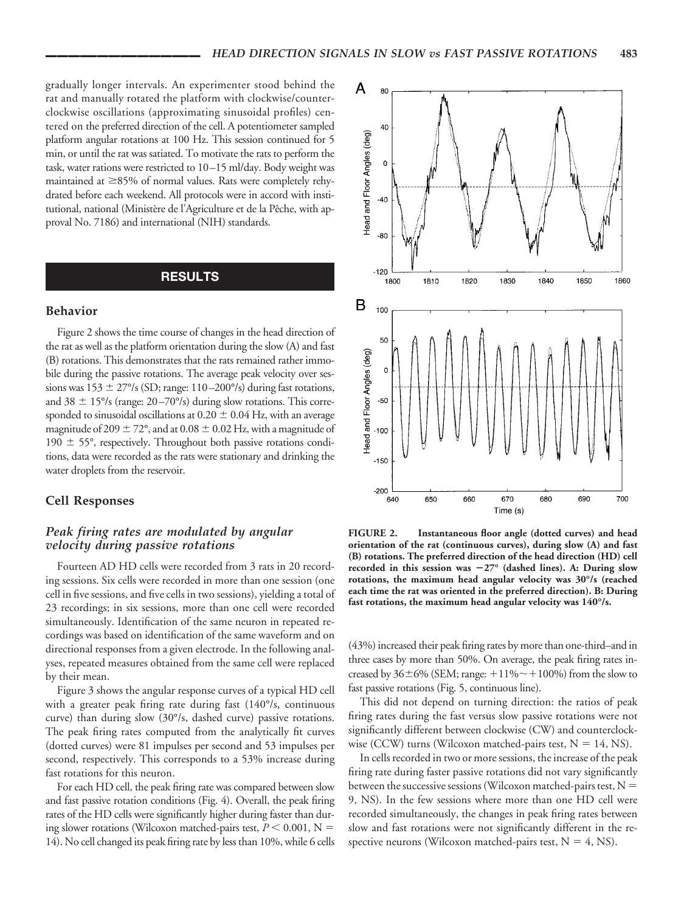gradually longer intervals. An experimenter stood behind the rat and manually rotated the platform with clockwise/counterclockwise oscillations (approximating sinusoidal profiles) centered on the preferred direction of the cell. A potentiometer sampled platform angular rotations at 100 Hz. This session continued for 5 min, or until the rat was satiated. To motivate the rats to perform the task, water rations were restricted to 10–15 ml/day. Body weight was maintained at ≥85% of normal values. Rats were completely rehydrated before each weekend. All protocols were in accord with institutional, national (Ministère de l'Agriculture et de la Pêche, with approval No. 7186) and international (NIH) standards.

## RESULTS

### Behavior

Figure 2 shows the time course of changes in the head direction of the rat as well as the platform orientation during the slow (A) and fast (B) rotations. This demonstrates that the rats remained rather immobile during the passive rotations. The average peak velocity over sessions was 153 ± 27°/s (SD; range: 110–200°/s) during fast rotations, and 38 ± 15°/s (range: 20–70°/s) during slow rotations. This corresponded to sinusoidal oscillations at 0.20 ± 0.04 Hz, with an average magnitude of 209 ± 72°, and at 0.08 ± 0.02 Hz, with a magnitude of 190 ± 55°, respectively. Throughout both passive rotations conditions, data were recorded as the rats were stationary and drinking the water droplets from the reservoir.

### Cell Responses

#### *Peak firing rates are modulated by angular velocity during passive rotations*

Fourteen AD HD cells were recorded from 3 rats in 20 recording sessions. Six cells were recorded in more than one session (one cell in five sessions, and five cells in two sessions), yielding a total of 23 recordings; in six sessions, more than one cell were recorded simultaneously. Identification of the same neuron in repeated recordings was based on identification of the same waveform and on directional responses from a given electrode. In the following analyses, repeated measures obtained from the same cell were replaced by their mean.

Figure 3 shows the angular response curves of a typical HD cell with a greater peak firing rate during fast (140°/s, continuous curve) than during slow (30°/s, dashed curve) passive rotations. The peak firing rates computed from the analytically fit curves (dotted curves) were 81 impulses per second and 53 impulses per second, respectively. This corresponds to a 53% increase during fast rotations for this neuron.

For each HD cell, the peak firing rate was compared between slow and fast passive rotation conditions (Fig. 4). Overall, the peak firing rates of the HD cells were significantly higher during faster than during slower rotations (Wilcoxon matched-pairs test, $P < 0.001$, $N = 14$). No cell changed its peak firing rate by less than 10%, while 6 cells (43%) increased their peak firing rates by more than one-third–and in three cases by more than 50%. On average, the peak firing rates increased by 36±6% (SEM; range: +11%∼+100%) from the slow to fast passive rotations (Fig. 5, continuous line).

This did not depend on turning direction: the ratios of peak firing rates during the fast versus slow passive rotations were not significantly different between clockwise (CW) and counterclockwise (CCW) turns (Wilcoxon matched-pairs test, $N = 14$, NS).

In cells recorded in two or more sessions, the increase of the peak firing rate during faster passive rotations did not vary significantly between the successive sessions (Wilcoxon matched-pairs test, $N = 9$, NS). In the few sessions where more than one HD cell were recorded simultaneously, the changes in peak firing rates between slow and fast rotations were not significantly different in the respective neurons (Wilcoxon matched-pairs test, $N = 4$, NS).

**FIGURE 2. Instantaneous floor angle (dotted curves) and head orientation of the rat (continuous curves), during slow (A) and fast (B) rotations. The preferred direction of the head direction (HD) cell recorded in this session was −27° (dashed lines). A: During slow rotations, the maximum head angular velocity was 30°/s (reached each time the rat was oriented in the preferred direction). B: During fast rotations, the maximum head angular velocity was 140°/s.**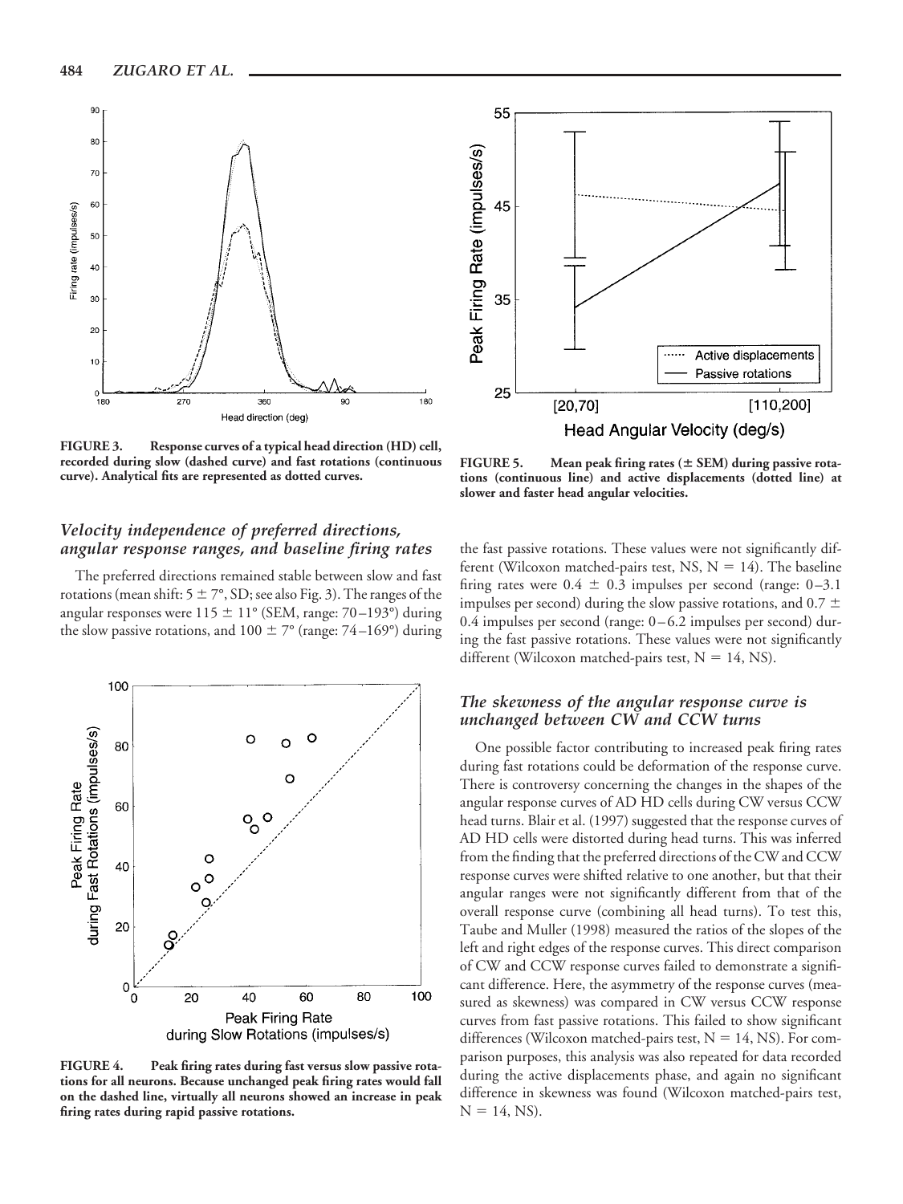**FIGURE 3.** **Response curves of a typical head direction (HD) cell, recorded during slow (dashed curve) and fast rotations (continuous curve). Analytical fits are represented as dotted curves.**

**FIGURE 5.** **Mean peak firing rates (± SEM) during passive rotations (continuous line) and active displacements (dotted line) at slower and faster head angular velocities.**

### *Velocity independence of preferred directions, angular response ranges, and baseline firing rates*

The preferred directions remained stable between slow and fast rotations (mean shift: 5 ± 7°, SD; see also Fig. 3). The ranges of the angular responses were 115 ± 11° (SEM, range: 70–193°) during the slow passive rotations, and 100 ± 7° (range: 74–169°) during the fast passive rotations. These values were not significantly different (Wilcoxon matched-pairs test, NS, N = 14). The baseline firing rates were 0.4 ± 0.3 impulses per second (range: 0–3.1 impulses per second) during the slow passive rotations, and 0.7 ± 0.4 impulses per second (range: 0–6.2 impulses per second) during the fast passive rotations. These values were not significantly different (Wilcoxon matched-pairs test, N = 14, NS).

**FIGURE 4.** **Peak firing rates during fast versus slow passive rotations for all neurons. Because unchanged peak firing rates would fall on the dashed line, virtually all neurons showed an increase in peak firing rates during rapid passive rotations.**

### *The skewness of the angular response curve is unchanged between CW and CCW turns*

One possible factor contributing to increased peak firing rates during fast rotations could be deformation of the response curve. There is controversy concerning the changes in the shapes of the angular response curves of AD HD cells during CW versus CCW head turns. Blair et al. (1997) suggested that the response curves of AD HD cells were distorted during head turns. This was inferred from the finding that the preferred directions of the CW and CCW response curves were shifted relative to one another, but that their angular ranges were not significantly different from that of the overall response curve (combining all head turns). To test this, Taube and Muller (1998) measured the ratios of the slopes of the left and right edges of the response curves. This direct comparison of CW and CCW response curves failed to demonstrate a significant difference. Here, the asymmetry of the response curves (measured as skewness) was compared in CW versus CCW response curves from fast passive rotations. This failed to show significant differences (Wilcoxon matched-pairs test, N = 14, NS). For comparison purposes, this analysis was also repeated for data recorded during the active displacements phase, and again no significant difference in skewness was found (Wilcoxon matched-pairs test, N = 14, NS).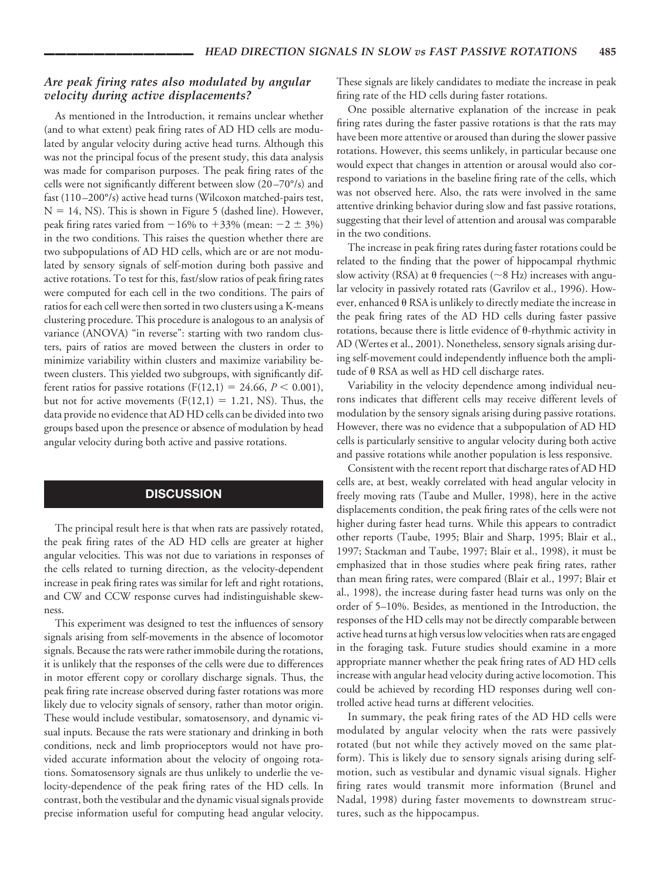### *Are peak firing rates also modulated by angular velocity during active displacements?*

As mentioned in the Introduction, it remains unclear whether (and to what extent) peak firing rates of AD HD cells are modulated by angular velocity during active head turns. Although this was not the principal focus of the present study, this data analysis was made for comparison purposes. The peak firing rates of the cells were not significantly different between slow (20–70°/s) and fast (110–200°/s) active head turns (Wilcoxon matched-pairs test, $N = 14$, NS). This is shown in Figure 5 (dashed line). However, peak firing rates varied from −16% to +33% (mean: $-2 \pm 3\%$) in the two conditions. This raises the question whether there are two subpopulations of AD HD cells, which are or are not modulated by sensory signals of self-motion during both passive and active rotations. To test for this, fast/slow ratios of peak firing rates were computed for each cell in the two conditions. The pairs of ratios for each cell were then sorted in two clusters using a K-means clustering procedure. This procedure is analogous to an analysis of variance (ANOVA) "in reverse": starting with two random clusters, pairs of ratios are moved between the clusters in order to minimize variability within clusters and maximize variability between clusters. This yielded two subgroups, with significantly different ratios for passive rotations ($F(12,1) = 24.66$, $P < 0.001$), but not for active movements ($F(12,1) = 1.21$, NS). Thus, the data provide no evidence that AD HD cells can be divided into two groups based upon the presence or absence of modulation by head angular velocity during both active and passive rotations.

## DISCUSSION

The principal result here is that when rats are passively rotated, the peak firing rates of the AD HD cells are greater at higher angular velocities. This was not due to variations in responses of the cells related to turning direction, as the velocity-dependent increase in peak firing rates was similar for left and right rotations, and CW and CCW response curves had indistinguishable skewness.

This experiment was designed to test the influences of sensory signals arising from self-movements in the absence of locomotor signals. Because the rats were rather immobile during the rotations, it is unlikely that the responses of the cells were due to differences in motor efferent copy or corollary discharge signals. Thus, the peak firing rate increase observed during faster rotations was more likely due to velocity signals of sensory, rather than motor origin. These would include vestibular, somatosensory, and dynamic visual inputs. Because the rats were stationary and drinking in both conditions, neck and limb proprioceptors would not have provided accurate information about the velocity of ongoing rotations. Somatosensory signals are thus unlikely to underlie the velocity-dependence of the peak firing rates of the HD cells. In contrast, both the vestibular and the dynamic visual signals provide precise information useful for computing head angular velocity. These signals are likely candidates to mediate the increase in peak firing rate of the HD cells during faster rotations.

One possible alternative explanation of the increase in peak firing rates during the faster passive rotations is that the rats may have been more attentive or aroused than during the slower passive rotations. However, this seems unlikely, in particular because one would expect that changes in attention or arousal would also correspond to variations in the baseline firing rate of the cells, which was not observed here. Also, the rats were involved in the same attentive drinking behavior during slow and fast passive rotations, suggesting that their level of attention and arousal was comparable in the two conditions.

The increase in peak firing rates during faster rotations could be related to the finding that the power of hippocampal rhythmic slow activity (RSA) at $\theta$ frequencies (~8 Hz) increases with angular velocity in passively rotated rats (Gavrilov et al., 1996). However, enhanced $\theta$ RSA is unlikely to directly mediate the increase in the peak firing rates of the AD HD cells during faster passive rotations, because there is little evidence of $\theta$-rhythmic activity in AD (Wertes et al., 2001). Nonetheless, sensory signals arising during self-movement could independently influence both the amplitude of $\theta$ RSA as well as HD cell discharge rates.

Variability in the velocity dependence among individual neurons indicates that different cells may receive different levels of modulation by the sensory signals arising during passive rotations. However, there was no evidence that a subpopulation of AD HD cells is particularly sensitive to angular velocity during both active and passive rotations while another population is less responsive.

Consistent with the recent report that discharge rates of AD HD cells are, at best, weakly correlated with head angular velocity in freely moving rats (Taube and Muller, 1998), here in the active displacements condition, the peak firing rates of the cells were not higher during faster head turns. While this appears to contradict other reports (Taube, 1995; Blair and Sharp, 1995; Blair et al., 1997; Stackman and Taube, 1997; Blair et al., 1998), it must be emphasized that in those studies where peak firing rates, rather than mean firing rates, were compared (Blair et al., 1997; Blair et al., 1998), the increase during faster head turns was only on the order of 5–10%. Besides, as mentioned in the Introduction, the responses of the HD cells may not be directly comparable between active head turns at high versus low velocities when rats are engaged in the foraging task. Future studies should examine in a more appropriate manner whether the peak firing rates of AD HD cells increase with angular head velocity during active locomotion. This could be achieved by recording HD responses during well controlled active head turns at different velocities.

In summary, the peak firing rates of the AD HD cells were modulated by angular velocity when the rats were passively rotated (but not while they actively moved on the same platform). This is likely due to sensory signals arising during self-motion, such as vestibular and dynamic visual signals. Higher firing rates would transmit more information (Brunel and Nadal, 1998) during faster movements to downstream structures, such as the hippocampus.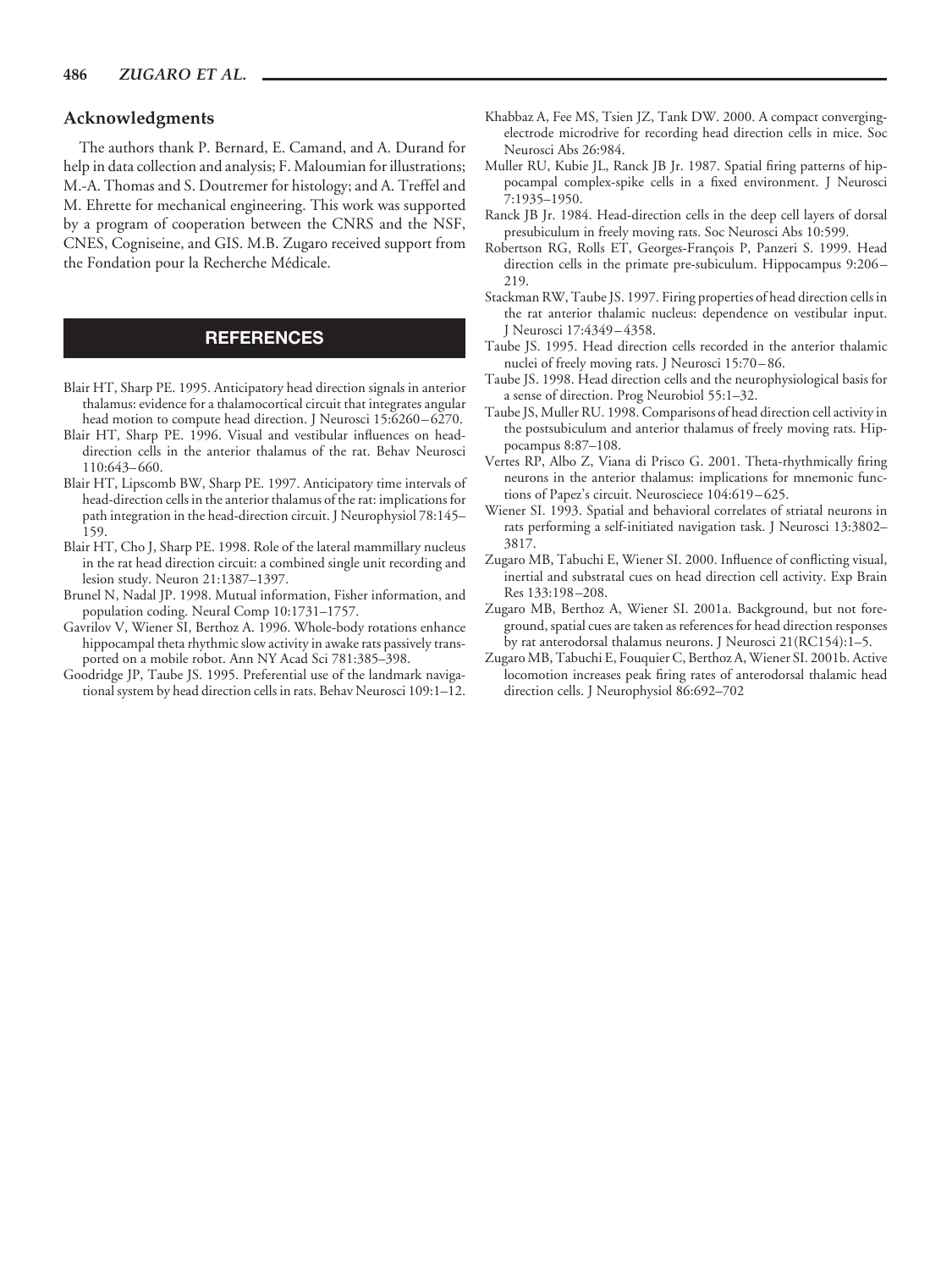## Acknowledgments

The authors thank P. Bernard, E. Camand, and A. Durand for help in data collection and analysis; F. Maloumian for illustrations; M.-A. Thomas and S. Doutremer for histology; and A. Treffel and M. Ehrette for mechanical engineering. This work was supported by a program of cooperation between the CNRS and the NSF, CNES, Cogniseine, and GIS. M.B. Zugaro received support from the Fondation pour la Recherche Médicale.

## REFERENCES

Blair HT, Sharp PE. 1995. Anticipatory head direction signals in anterior thalamus: evidence for a thalamocortical circuit that integrates angular head motion to compute head direction. J Neurosci 15:6260–6270.

Blair HT, Sharp PE. 1996. Visual and vestibular influences on head-direction cells in the anterior thalamus of the rat. Behav Neurosci 110:643–660.

Blair HT, Lipscomb BW, Sharp PE. 1997. Anticipatory time intervals of head-direction cells in the anterior thalamus of the rat: implications for path integration in the head-direction circuit. J Neurophysiol 78:145–159.

Blair HT, Cho J, Sharp PE. 1998. Role of the lateral mammillary nucleus in the rat head direction circuit: a combined single unit recording and lesion study. Neuron 21:1387–1397.

Brunel N, Nadal JP. 1998. Mutual information, Fisher information, and population coding. Neural Comp 10:1731–1757.

Gavrilov V, Wiener SI, Berthoz A. 1996. Whole-body rotations enhance hippocampal theta rhythmic slow activity in awake rats passively transported on a mobile robot. Ann NY Acad Sci 781:385–398.

Goodridge JP, Taube JS. 1995. Preferential use of the landmark navigational system by head direction cells in rats. Behav Neurosci 109:1–12.

Khabbaz A, Fee MS, Tsien JZ, Tank DW. 2000. A compact converging-electrode microdrive for recording head direction cells in mice. Soc Neurosci Abs 26:984.

Muller RU, Kubie JL, Ranck JB Jr. 1987. Spatial firing patterns of hippocampal complex-spike cells in a fixed environment. J Neurosci 7:1935–1950.

Ranck JB Jr. 1984. Head-direction cells in the deep cell layers of dorsal presubiculum in freely moving rats. Soc Neurosci Abs 10:599.

Robertson RG, Rolls ET, Georges-François P, Panzeri S. 1999. Head direction cells in the primate pre-subiculum. Hippocampus 9:206–219.

Stackman RW, Taube JS. 1997. Firing properties of head direction cells in the rat anterior thalamic nucleus: dependence on vestibular input. J Neurosci 17:4349–4358.

Taube JS. 1995. Head direction cells recorded in the anterior thalamic nuclei of freely moving rats. J Neurosci 15:70–86.

Taube JS. 1998. Head direction cells and the neurophysiological basis for a sense of direction. Prog Neurobiol 55:1–32.

Taube JS, Muller RU. 1998. Comparisons of head direction cell activity in the postsubiculum and anterior thalamus of freely moving rats. Hippocampus 8:87–108.

Vertes RP, Albo Z, Viana di Prisco G. 2001. Theta-rhythmically firing neurons in the anterior thalamus: implications for mnemonic functions of Papez's circuit. Neurosciece 104:619–625.

Wiener SI. 1993. Spatial and behavioral correlates of striatal neurons in rats performing a self-initiated navigation task. J Neurosci 13:3802–3817.

Zugaro MB, Tabuchi E, Wiener SI. 2000. Influence of conflicting visual, inertial and substratal cues on head direction cell activity. Exp Brain Res 133:198–208.

Zugaro MB, Berthoz A, Wiener SI. 2001a. Background, but not foreground, spatial cues are taken as references for head direction responses by rat anterodorsal thalamus neurons. J Neurosci 21(RC154):1–5.

Zugaro MB, Tabuchi E, Fouquier C, Berthoz A, Wiener SI. 2001b. Active locomotion increases peak firing rates of anterodorsal thalamic head direction cells. J Neurophysiol 86:692–702